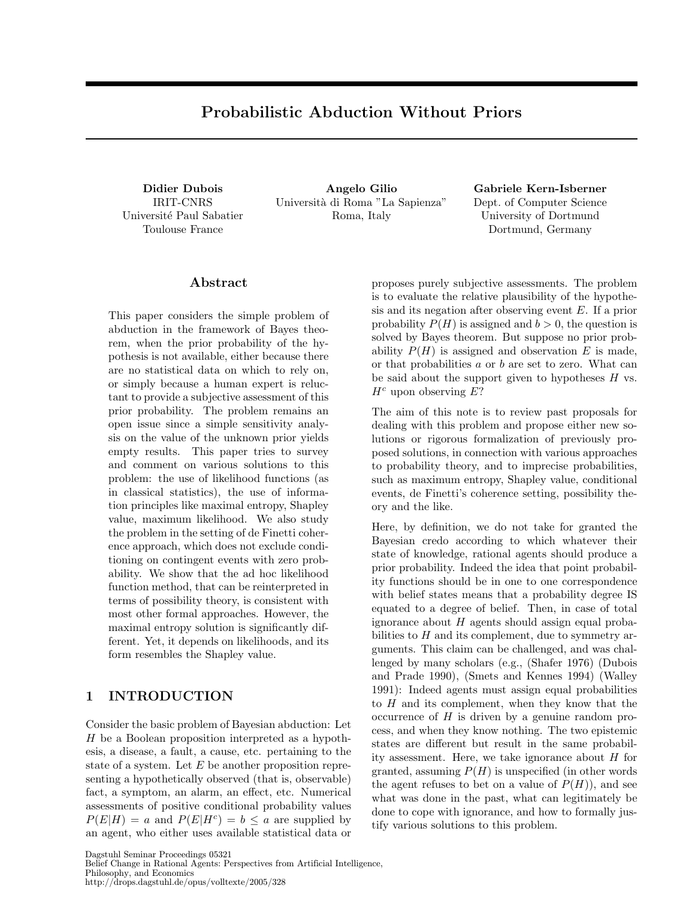# Probabilistic Abduction Without Priors

**Didier Dubois**
IRIT-CNRS
Université Paul Sabatier
Toulouse France

**Angelo Gilio**
Università di Roma "La Sapienza"
Roma, Italy

**Gabriele Kern-Isberner**
Dept. of Computer Science
University of Dortmund
Dortmund, Germany

## Abstract

This paper considers the simple problem of abduction in the framework of Bayes theorem, when the prior probability of the hypothesis is not available, either because there are no statistical data on which to rely on, or simply because a human expert is reluctant to provide a subjective assessment of this prior probability. The problem remains an open issue since a simple sensitivity analysis on the value of the unknown prior yields empty results. This paper tries to survey and comment on various solutions to this problem: the use of likelihood functions (as in classical statistics), the use of information principles like maximal entropy, Shapley value, maximum likelihood. We also study the problem in the setting of de Finetti coherence approach, which does not exclude conditioning on contingent events with zero probability. We show that the ad hoc likelihood function method, that can be reinterpreted in terms of possibility theory, is consistent with most other formal approaches. However, the maximal entropy solution is significantly different. Yet, it depends on likelihoods, and its form resembles the Shapley value.

## 1 INTRODUCTION

Consider the basic problem of Bayesian abduction: Let $H$ be a Boolean proposition interpreted as a hypothesis, a disease, a fault, a cause, etc. pertaining to the state of a system. Let $E$ be another proposition representing a hypothetically observed (that is, observable) fact, a symptom, an alarm, an effect, etc. Numerical assessments of positive conditional probability values $P(E|H) = a$ and $P(E|H^c) = b \leq a$ are supplied by an agent, who either uses available statistical data or proposes purely subjective assessments. The problem is to evaluate the relative plausibility of the hypothesis and its negation after observing event $E$. If a prior probability $P(H)$ is assigned and $b > 0$, the question is solved by Bayes theorem. But suppose no prior probability $P(H)$ is assigned and observation $E$ is made, or that probabilities $a$ or $b$ are set to zero. What can be said about the support given to hypotheses $H$ vs. $H^c$ upon observing $E$?

The aim of this note is to review past proposals for dealing with this problem and propose either new solutions or rigorous formalization of previously proposed solutions, in connection with various approaches to probability theory, and to imprecise probabilities, such as maximum entropy, Shapley value, conditional events, de Finetti's coherence setting, possibility theory and the like.

Here, by definition, we do not take for granted the Bayesian credo according to which whatever their state of knowledge, rational agents should produce a prior probability. Indeed the idea that point probability functions should be in one to one correspondence with belief states means that a probability degree IS equated to a degree of belief. Then, in case of total ignorance about $H$ agents should assign equal probabilities to $H$ and its complement, due to symmetry arguments. This claim can be challenged, and was challenged by many scholars (e.g., (Shafer 1976) (Dubois and Prade 1990), (Smets and Kennes 1994) (Walley 1991): Indeed agents must assign equal probabilities to $H$ and its complement, when they know that the occurrence of $H$ is driven by a genuine random process, and when they know nothing. The two epistemic states are different but result in the same probability assessment. Here, we take ignorance about $H$ for granted, assuming $P(H)$ is unspecified (in other words the agent refuses to bet on a value of $P(H)$), and see what was done in the past, what can legitimately be done to cope with ignorance, and how to formally justify various solutions to this problem.

Dagstuhl Seminar Proceedings 05321
Belief Change in Rational Agents: Perspectives from Artificial Intelligence, Philosophy, and Economics
http://drops.dagstuhl.de/opus/volltexte/2005/328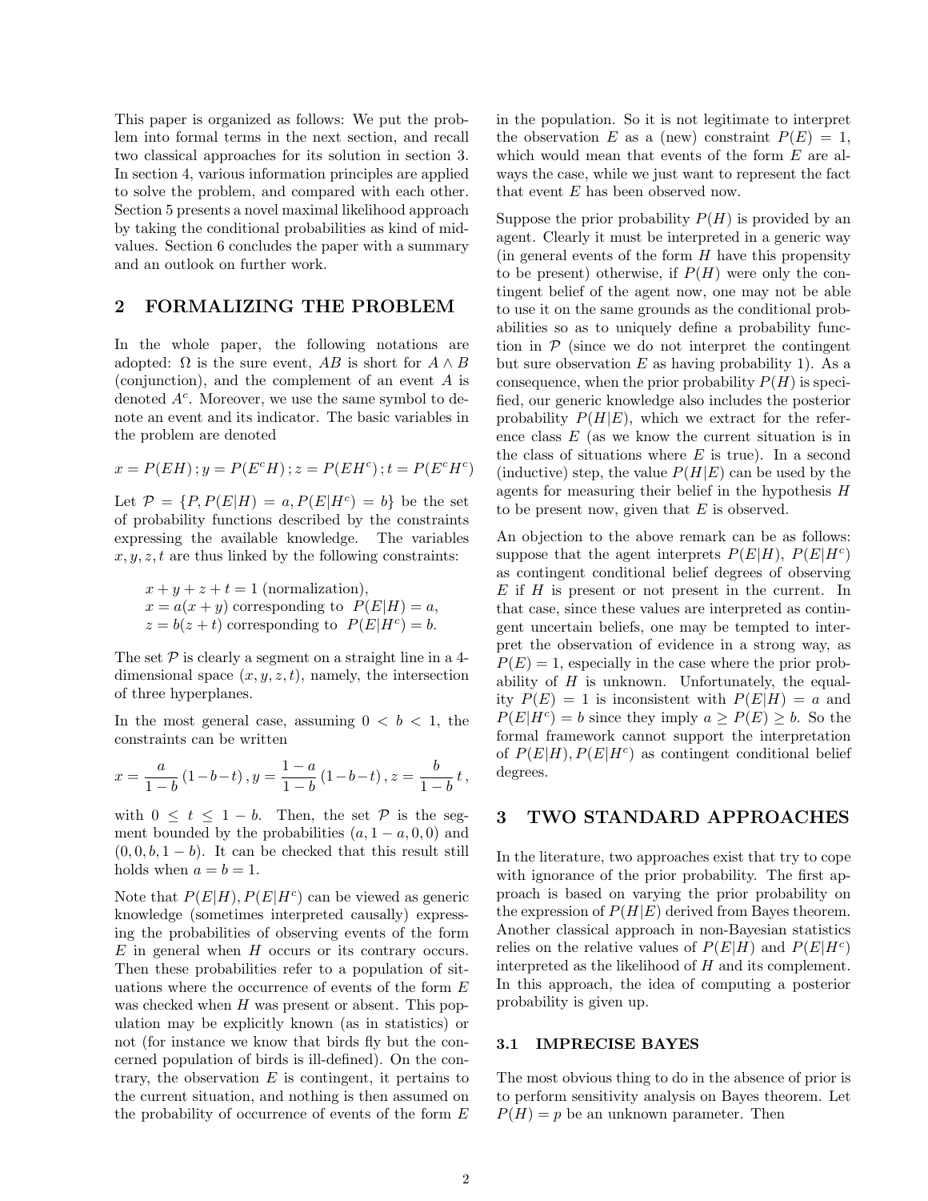This paper is organized as follows: We put the problem into formal terms in the next section, and recall two classical approaches for its solution in section 3. In section 4, various information principles are applied to solve the problem, and compared with each other. Section 5 presents a novel maximal likelihood approach by taking the conditional probabilities as kind of midvalues. Section 6 concludes the paper with a summary and an outlook on further work.

## 2 FORMALIZING THE PROBLEM

In the whole paper, the following notations are adopted: $\Omega$ is the sure event, $AB$ is short for $A \wedge B$ (conjunction), and the complement of an event $A$ is denoted $A^c$. Moreover, we use the same symbol to denote an event and its indicator. The basic variables in the problem are denoted

$$x = P(EH)\,; y = P(E^cH)\,; z = P(EH^c)\,; t = P(E^cH^c)$$

Let $\mathcal{P} = \{P, P(E|H) = a, P(E|H^c) = b\}$ be the set of probability functions described by the constraints expressing the available knowledge. The variables $x, y, z, t$ are thus linked by the following constraints:

$x + y + z + t = 1$ (normalization),
$x = a(x + y)$ corresponding to $P(E|H) = a$,
$z = b(z + t)$ corresponding to $P(E|H^c) = b$.

The set $\mathcal{P}$ is clearly a segment on a straight line in a 4-dimensional space $(x, y, z, t)$, namely, the intersection of three hyperplanes.

In the most general case, assuming $0 < b < 1$, the constraints can be written

$$x = \frac{a}{1-b}\,(1-b-t)\,, y = \frac{1-a}{1-b}\,(1-b-t)\,, z = \frac{b}{1-b}\,t\,,$$

with $0 \leq t \leq 1 - b$. Then, the set $\mathcal{P}$ is the segment bounded by the probabilities $(a, 1-a, 0, 0)$ and $(0, 0, b, 1-b)$. It can be checked that this result still holds when $a = b = 1$.

Note that $P(E|H), P(E|H^c)$ can be viewed as generic knowledge (sometimes interpreted causally) expressing the probabilities of observing events of the form $E$ in general when $H$ occurs or its contrary occurs. Then these probabilities refer to a population of situations where the occurrence of events of the form $E$ was checked when $H$ was present or absent. This population may be explicitly known (as in statistics) or not (for instance we know that birds fly but the concerned population of birds is ill-defined). On the contrary, the observation $E$ is contingent, it pertains to the current situation, and nothing is then assumed on the probability of occurrence of events of the form $E$ in the population. So it is not legitimate to interpret the observation $E$ as a (new) constraint $P(E) = 1$, which would mean that events of the form $E$ are always the case, while we just want to represent the fact that event $E$ has been observed now.

Suppose the prior probability $P(H)$ is provided by an agent. Clearly it must be interpreted in a generic way (in general events of the form $H$ have this propensity to be present) otherwise, if $P(H)$ were only the contingent belief of the agent now, one may not be able to use it on the same grounds as the conditional probabilities so as to uniquely define a probability function in $\mathcal{P}$ (since we do not interpret the contingent but sure observation $E$ as having probability 1). As a consequence, when the prior probability $P(H)$ is specified, our generic knowledge also includes the posterior probability $P(H|E)$, which we extract for the reference class $E$ (as we know the current situation is in the class of situations where $E$ is true). In a second (inductive) step, the value $P(H|E)$ can be used by the agents for measuring their belief in the hypothesis $H$ to be present now, given that $E$ is observed.

An objection to the above remark can be as follows: suppose that the agent interprets $P(E|H)$, $P(E|H^c)$ as contingent conditional belief degrees of observing $E$ if $H$ is present or not present in the current. In that case, since these values are interpreted as contingent uncertain beliefs, one may be tempted to interpret the observation of evidence in a strong way, as $P(E) = 1$, especially in the case where the prior probability of $H$ is unknown. Unfortunately, the equality $P(E) = 1$ is inconsistent with $P(E|H) = a$ and $P(E|H^c) = b$ since they imply $a \geq P(E) \geq b$. So the formal framework cannot support the interpretation of $P(E|H), P(E|H^c)$ as contingent conditional belief degrees.

## 3 TWO STANDARD APPROACHES

In the literature, two approaches exist that try to cope with ignorance of the prior probability. The first approach is based on varying the prior probability on the expression of $P(H|E)$ derived from Bayes theorem. Another classical approach in non-Bayesian statistics relies on the relative values of $P(E|H)$ and $P(E|H^c)$ interpreted as the likelihood of $H$ and its complement. In this approach, the idea of computing a posterior probability is given up.

### 3.1 IMPRECISE BAYES

The most obvious thing to do in the absence of prior is to perform sensitivity analysis on Bayes theorem. Let $P(H) = p$ be an unknown parameter. Then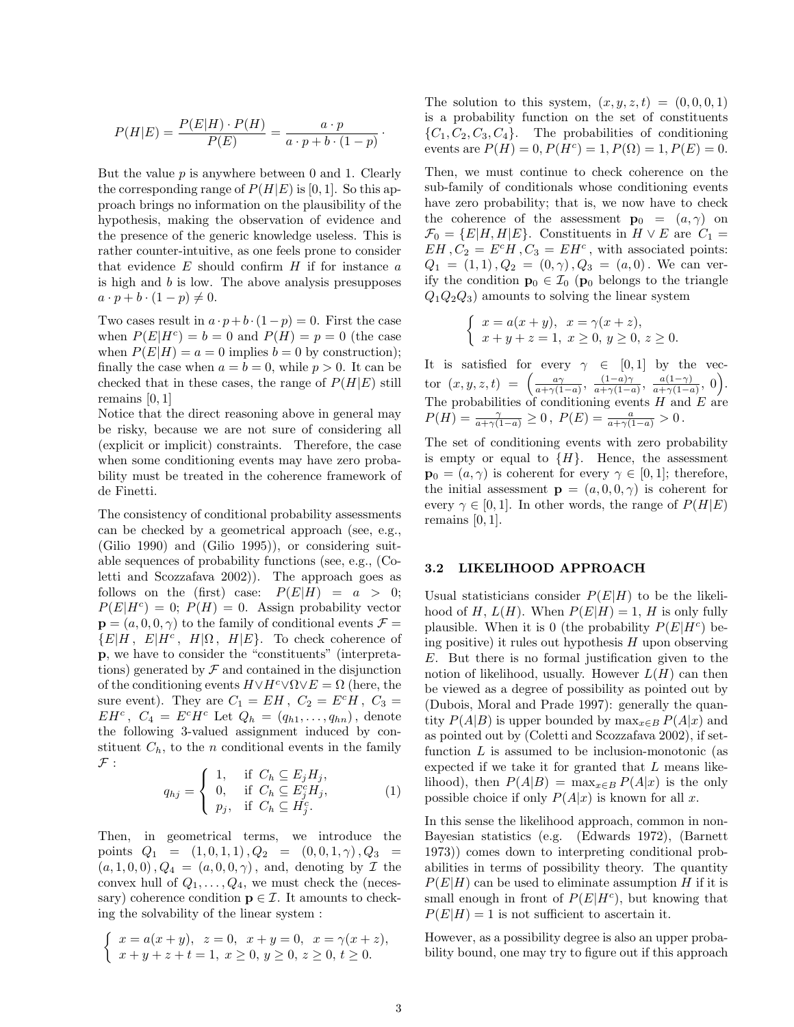$$P(H|E) = \frac{P(E|H) \cdot P(H)}{P(E)} = \frac{a \cdot p}{a \cdot p + b \cdot (1-p)} \, .$$

But the value $p$ is anywhere between 0 and 1. Clearly the corresponding range of $P(H|E)$ is $[0,1]$. So this approach brings no information on the plausibility of the hypothesis, making the observation of evidence and the presence of the generic knowledge useless. This is rather counter-intuitive, as one feels prone to consider that evidence $E$ should confirm $H$ if for instance $a$ is high and $b$ is low. The above analysis presupposes $a \cdot p + b \cdot (1-p) \neq 0$.

Two cases result in $a \cdot p + b \cdot (1-p) = 0$. First the case when $P(E|H^c) = b = 0$ and $P(H) = p = 0$ (the case when $P(E|H) = a = 0$ implies $b = 0$ by construction); finally the case when $a = b = 0$, while $p > 0$. It can be checked that in these cases, the range of $P(H|E)$ still remains $[0,1]$

Notice that the direct reasoning above in general may be risky, because we are not sure of considering all (explicit or implicit) constraints. Therefore, the case when some conditioning events may have zero probability must be treated in the coherence framework of de Finetti.

The consistency of conditional probability assessments can be checked by a geometrical approach (see, e.g., (Gilio 1990) and (Gilio 1995)), or considering suitable sequences of probability functions (see, e.g., (Coletti and Scozzafava 2002)). The approach goes as follows on the (first) case: $P(E|H) = a > 0$; $P(E|H^c) = 0$; $P(H) = 0$. Assign probability vector $\mathbf{p} = (a, 0, 0, \gamma)$ to the family of conditional events $\mathcal{F} = \{E|H, \; E|H^c, \; H|\Omega, \; H|E\}$. To check coherence of $\mathbf{p}$, we have to consider the "constituents" (interpretations) generated by $\mathcal{F}$ and contained in the disjunction of the conditioning events $H \vee H^c \vee \Omega \vee E = \Omega$ (here, the sure event). They are $C_1 = EH \, , \; C_2 = E^cH \, , \; C_3 = EH^c \, , \; C_4 = E^cH^c$ Let $Q_h = (q_{h1}, \ldots, q_{hn})$, denote the following 3-valued assignment induced by constituent $C_h$, to the $n$ conditional events in the family $\mathcal{F}$ :

$$q_{hj} = \begin{cases} 1, & \text{if } C_h \subseteq E_j H_j, \\ 0, & \text{if } C_h \subseteq E_j^c H_j, \\ p_j, & \text{if } C_h \subseteq H_j^c. \end{cases} \qquad (1)$$

Then, in geometrical terms, we introduce the points $Q_1 = (1,0,1,1) \, , Q_2 = (0,0,1,\gamma) \, , Q_3 = (a,1,0,0) \, , Q_4 = (a,0,0,\gamma)$, and, denoting by $\mathcal{I}$ the convex hull of $Q_1, \ldots, Q_4$, we must check the (necessary) coherence condition $\mathbf{p} \in \mathcal{I}$. It amounts to checking the solvability of the linear system :

$$\begin{cases} x = a(x+y), \;\; z = 0, \;\; x + y = 0, \;\; x = \gamma(x+z), \\ x + y + z + t = 1, \; x \geq 0, \; y \geq 0, \; z \geq 0, \; t \geq 0. \end{cases}$$

The solution to this system, $(x,y,z,t) = (0,0,0,1)$ is a probability function on the set of constituents $\{C_1, C_2, C_3, C_4\}$. The probabilities of conditioning events are $P(H) = 0, P(H^c) = 1, P(\Omega) = 1, P(E) = 0$.

Then, we must continue to check coherence on the sub-family of conditionals whose conditioning events have zero probability; that is, we now have to check the coherence of the assessment $\mathbf{p}_0 = (a, \gamma)$ on $\mathcal{F}_0 = \{E|H, H|E\}$. Constituents in $H \vee E$ are $C_1 = EH \, , C_2 = E^cH \, , C_3 = EH^c$, with associated points: $Q_1 = (1,1) \, , Q_2 = (0,\gamma) \, , Q_3 = (a,0)$. We can verify the condition $\mathbf{p}_0 \in \mathcal{I}_0$ ($\mathbf{p}_0$ belongs to the triangle $Q_1Q_2Q_3$) amounts to solving the linear system

$$\begin{cases} x = a(x+y), \;\; x = \gamma(x+z), \\ x + y + z = 1, \; x \geq 0, \; y \geq 0, \; z \geq 0. \end{cases}$$

It is satisfied for every $\gamma \in [0,1]$ by the vector $(x,y,z,t) = \left( \frac{a\gamma}{a+\gamma(1-a)}, \, \frac{(1-a)\gamma}{a+\gamma(1-a)}, \, \frac{a(1-\gamma)}{a+\gamma(1-a)}, \, 0 \right)$. The probabilities of conditioning events $H$ and $E$ are $P(H) = \frac{\gamma}{a+\gamma(1-a)} \geq 0 \, , \; P(E) = \frac{a}{a+\gamma(1-a)} > 0 \, .$

The set of conditioning events with zero probability is empty or equal to $\{H\}$. Hence, the assessment $\mathbf{p}_0 = (a, \gamma)$ is coherent for every $\gamma \in [0,1]$; therefore, the initial assessment $\mathbf{p} = (a, 0, 0, \gamma)$ is coherent for every $\gamma \in [0,1]$. In other words, the range of $P(H|E)$ remains $[0,1]$.

### 3.2 LIKELIHOOD APPROACH

Usual statisticians consider $P(E|H)$ to be the likelihood of $H$, $L(H)$. When $P(E|H) = 1$, $H$ is only fully plausible. When it is 0 (the probability $P(E|H^c)$ being positive) it rules out hypothesis $H$ upon observing $E$. But there is no formal justification given to the notion of likelihood, usually. However $L(H)$ can then be viewed as a degree of possibility as pointed out by (Dubois, Moral and Prade 1997): generally the quantity $P(A|B)$ is upper bounded by $\max_{x \in B} P(A|x)$ and as pointed out by (Coletti and Scozzafava 2002), if set-function $L$ is assumed to be inclusion-monotonic (as expected if we take it for granted that $L$ means likelihood), then $P(A|B) = \max_{x \in B} P(A|x)$ is the only possible choice if only $P(A|x)$ is known for all $x$.

In this sense the likelihood approach, common in non-Bayesian statistics (e.g. (Edwards 1972), (Barnett 1973)) comes down to interpreting conditional probabilities in terms of possibility theory. The quantity $P(E|H)$ can be used to eliminate assumption $H$ if it is small enough in front of $P(E|H^c)$, but knowing that $P(E|H) = 1$ is not sufficient to ascertain it.

However, as a possibility degree is also an upper probability bound, one may try to figure out if this approach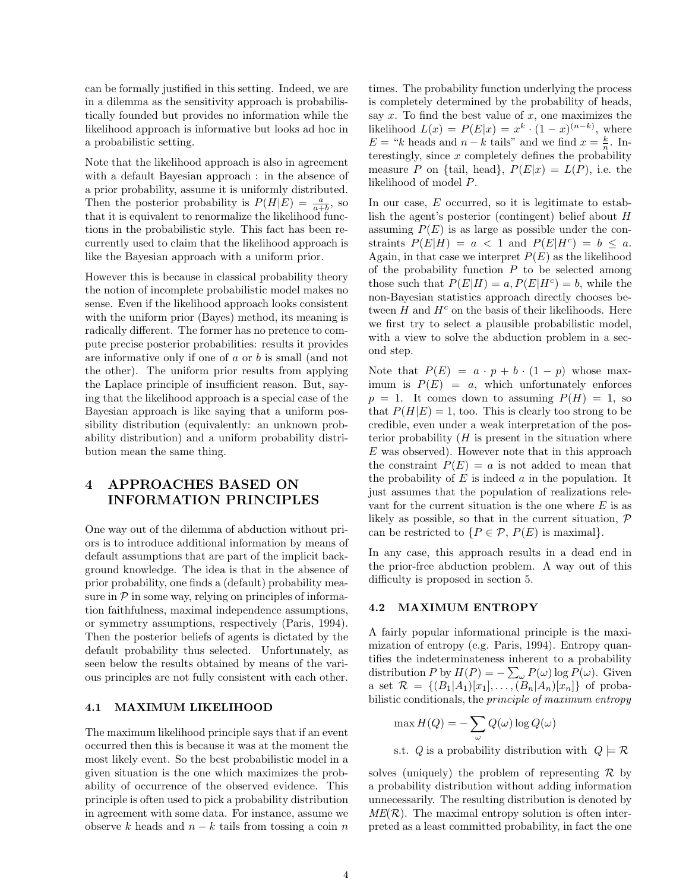can be formally justified in this setting. Indeed, we are in a dilemma as the sensitivity approach is probabilistically founded but provides no information while the likelihood approach is informative but looks ad hoc in a probabilistic setting.

Note that the likelihood approach is also in agreement with a default Bayesian approach : in the absence of a prior probability, assume it is uniformly distributed. Then the posterior probability is $P(H|E) = \frac{a}{a+b}$, so that it is equivalent to renormalize the likelihood functions in the probabilistic style. This fact has been recurrently used to claim that the likelihood approach is like the Bayesian approach with a uniform prior.

However this is because in classical probability theory the notion of incomplete probabilistic model makes no sense. Even if the likelihood approach looks consistent with the uniform prior (Bayes) method, its meaning is radically different. The former has no pretence to compute precise posterior probabilities: results it provides are informative only if one of $a$ or $b$ is small (and not the other). The uniform prior results from applying the Laplace principle of insufficient reason. But, saying that the likelihood approach is a special case of the Bayesian approach is like saying that a uniform possibility distribution (equivalently: an unknown probability distribution) and a uniform probability distribution mean the same thing.

## 4 APPROACHES BASED ON INFORMATION PRINCIPLES

One way out of the dilemma of abduction without priors is to introduce additional information by means of default assumptions that are part of the implicit background knowledge. The idea is that in the absence of prior probability, one finds a (default) probability measure in $\mathcal{P}$ in some way, relying on principles of information faithfulness, maximal independence assumptions, or symmetry assumptions, respectively (Paris, 1994). Then the posterior beliefs of agents is dictated by the default probability thus selected. Unfortunately, as seen below the results obtained by means of the various principles are not fully consistent with each other.

### 4.1 MAXIMUM LIKELIHOOD

The maximum likelihood principle says that if an event occurred then this is because it was at the moment the most likely event. So the best probabilistic model in a given situation is the one which maximizes the probability of occurrence of the observed evidence. This principle is often used to pick a probability distribution in agreement with some data. For instance, assume we observe $k$ heads and $n-k$ tails from tossing a coin $n$ times. The probability function underlying the process is completely determined by the probability of heads, say $x$. To find the best value of $x$, one maximizes the likelihood $L(x) = P(E|x) = x^k \cdot (1-x)^{(n-k)}$, where $E$ = "$k$ heads and $n-k$ tails" and we find $x = \frac{k}{n}$. Interestingly, since $x$ completely defines the probability measure $P$ on {tail, head}, $P(E|x) = L(P)$, i.e. the likelihood of model $P$.

In our case, $E$ occurred, so it is legitimate to establish the agent's posterior (contingent) belief about $H$ assuming $P(E)$ is as large as possible under the constraints $P(E|H) = a < 1$ and $P(E|H^c) = b \leq a$. Again, in that case we interpret $P(E)$ as the likelihood of the probability function $P$ to be selected among those such that $P(E|H) = a, P(E|H^c) = b$, while the non-Bayesian statistics approach directly chooses between $H$ and $H^c$ on the basis of their likelihoods. Here we first try to select a plausible probabilistic model, with a view to solve the abduction problem in a second step.

Note that $P(E) = a \cdot p + b \cdot (1-p)$ whose maximum is $P(E) = a$, which unfortunately enforces $p = 1$. It comes down to assuming $P(H) = 1$, so that $P(H|E) = 1$, too. This is clearly too strong to be credible, even under a weak interpretation of the posterior probability ($H$ is present in the situation where $E$ was observed). However note that in this approach the constraint $P(E) = a$ is not added to mean that the probability of $E$ is indeed $a$ in the population. It just assumes that the population of realizations relevant for the current situation is the one where $E$ is as likely as possible, so that in the current situation, $\mathcal{P}$ can be restricted to $\{P \in \mathcal{P},\ P(E) \text{ is maximal}\}$.

In any case, this approach results in a dead end in the prior-free abduction problem. A way out of this difficulty is proposed in section 5.

### 4.2 MAXIMUM ENTROPY

A fairly popular informational principle is the maximization of entropy (e.g. Paris, 1994). Entropy quantifies the indeterminateness inherent to a probability distribution $P$ by $H(P) = -\sum_\omega P(\omega) \log P(\omega)$. Given a set $\mathcal{R} = \{(B_1|A_1)[x_1], \ldots, (B_n|A_n)[x_n]\}$ of probabilistic conditionals, the *principle of maximum entropy*

$$\max H(Q) = -\sum_\omega Q(\omega) \log Q(\omega)$$

$$\text{s.t. } Q \text{ is a probability distribution with } Q \models \mathcal{R}$$

solves (uniquely) the problem of representing $\mathcal{R}$ by a probability distribution without adding information unnecessarily. The resulting distribution is denoted by $ME(\mathcal{R})$. The maximal entropy solution is often interpreted as a least committed probability, in fact the one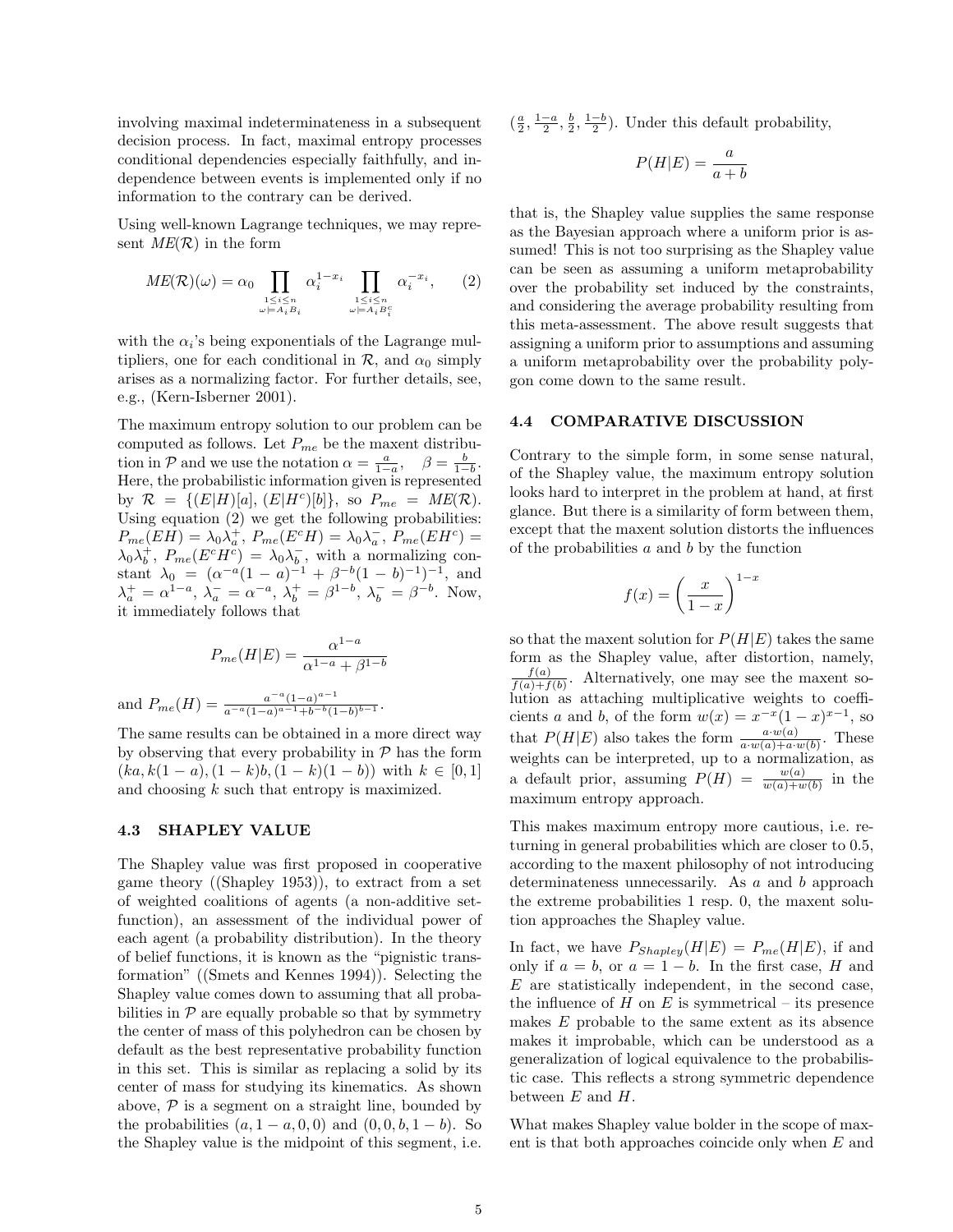involving maximal indeterminateness in a subsequent decision process. In fact, maximal entropy processes conditional dependencies especially faithfully, and independence between events is implemented only if no information to the contrary can be derived.

Using well-known Lagrange techniques, we may represent $ME(\mathcal{R})$ in the form

$$ME(\mathcal{R})(\omega) = \alpha_0 \prod_{\substack{1 \le i \le n \\ \omega \models A_i B_i}} \alpha_i^{1-x_i} \prod_{\substack{1 \le i \le n \\ \omega \models A_i B_i^c}} \alpha_i^{-x_i}, \qquad (2)$$

with the $\alpha_i$'s being exponentials of the Lagrange multipliers, one for each conditional in $\mathcal{R}$, and $\alpha_0$ simply arises as a normalizing factor. For further details, see, e.g., (Kern-Isberner 2001).

The maximum entropy solution to our problem can be computed as follows. Let $P_{me}$ be the maxent distribution in $\mathcal{P}$ and we use the notation $\alpha = \frac{a}{1-a}$, $\beta = \frac{b}{1-b}$. Here, the probabilistic information given is represented by $\mathcal{R} = \{(E|H)[a], (E|H^c)[b]\}$, so $P_{me} = ME(\mathcal{R})$. Using equation (2) we get the following probabilities: $P_{me}(EH) = \lambda_0 \lambda_a^+$, $P_{me}(E^c H) = \lambda_0 \lambda_a^-$, $P_{me}(EH^c) = \lambda_0 \lambda_b^+$, $P_{me}(E^c H^c) = \lambda_0 \lambda_b^-$, with a normalizing constant $\lambda_0 = (\alpha^{-a}(1-a)^{-1} + \beta^{-b}(1-b)^{-1})^{-1}$, and $\lambda_a^+ = \alpha^{1-a}$, $\lambda_a^- = \alpha^{-a}$, $\lambda_b^+ = \beta^{1-b}$, $\lambda_b^- = \beta^{-b}$. Now, it immediately follows that

$$P_{me}(H|E) = \frac{\alpha^{1-a}}{\alpha^{1-a} + \beta^{1-b}}$$

and $P_{me}(H) = \frac{a^{-a}(1-a)^{a-1}}{a^{-a}(1-a)^{a-1} + b^{-b}(1-b)^{b-1}}$.

The same results can be obtained in a more direct way by observing that every probability in $\mathcal{P}$ has the form $(ka, k(1-a), (1-k)b, (1-k)(1-b))$ with $k \in [0,1]$ and choosing $k$ such that entropy is maximized.

### 4.3 SHAPLEY VALUE

The Shapley value was first proposed in cooperative game theory ((Shapley 1953)), to extract from a set of weighted coalitions of agents (a non-additive set-function), an assessment of the individual power of each agent (a probability distribution). In the theory of belief functions, it is known as the "pignistic transformation" ((Smets and Kennes 1994)). Selecting the Shapley value comes down to assuming that all probabilities in $\mathcal{P}$ are equally probable so that by symmetry the center of mass of this polyhedron can be chosen by default as the best representative probability function in this set. This is similar as replacing a solid by its center of mass for studying its kinematics. As shown above, $\mathcal{P}$ is a segment on a straight line, bounded by the probabilities $(a, 1-a, 0, 0)$ and $(0, 0, b, 1-b)$. So the Shapley value is the midpoint of this segment, i.e. $(\frac{a}{2}, \frac{1-a}{2}, \frac{b}{2}, \frac{1-b}{2})$. Under this default probability,

$$P(H|E) = \frac{a}{a+b}$$

that is, the Shapley value supplies the same response as the Bayesian approach where a uniform prior is assumed! This is not too surprising as the Shapley value can be seen as assuming a uniform metaprobability over the probability set induced by the constraints, and considering the average probability resulting from this meta-assessment. The above result suggests that assigning a uniform prior to assumptions and assuming a uniform metaprobability over the probability polygon come down to the same result.

### 4.4 COMPARATIVE DISCUSSION

Contrary to the simple form, in some sense natural, of the Shapley value, the maximum entropy solution looks hard to interpret in the problem at hand, at first glance. But there is a similarity of form between them, except that the maxent solution distorts the influences of the probabilities $a$ and $b$ by the function

$$f(x) = \left(\frac{x}{1-x}\right)^{1-x}$$

so that the maxent solution for $P(H|E)$ takes the same form as the Shapley value, after distortion, namely, $\frac{f(a)}{f(a)+f(b)}$. Alternatively, one may see the maxent solution as attaching multiplicative weights to coefficients $a$ and $b$, of the form $w(x) = x^{-x}(1-x)^{x-1}$, so that $P(H|E)$ also takes the form $\frac{a \cdot w(a)}{a \cdot w(a) + a \cdot w(b)}$. These weights can be interpreted, up to a normalization, as a default prior, assuming $P(H) = \frac{w(a)}{w(a)+w(b)}$ in the maximum entropy approach.

This makes maximum entropy more cautious, i.e. returning in general probabilities which are closer to 0.5, according to the maxent philosophy of not introducing determinateness unnecessarily. As $a$ and $b$ approach the extreme probabilities 1 resp. 0, the maxent solution approaches the Shapley value.

In fact, we have $P_{Shapley}(H|E) = P_{me}(H|E)$, if and only if $a = b$, or $a = 1-b$. In the first case, $H$ and $E$ are statistically independent, in the second case, the influence of $H$ on $E$ is symmetrical – its presence makes $E$ probable to the same extent as its absence makes it improbable, which can be understood as a generalization of logical equivalence to the probabilistic case. This reflects a strong symmetric dependence between $E$ and $H$.

What makes Shapley value bolder in the scope of maxent is that both approaches coincide only when $E$ and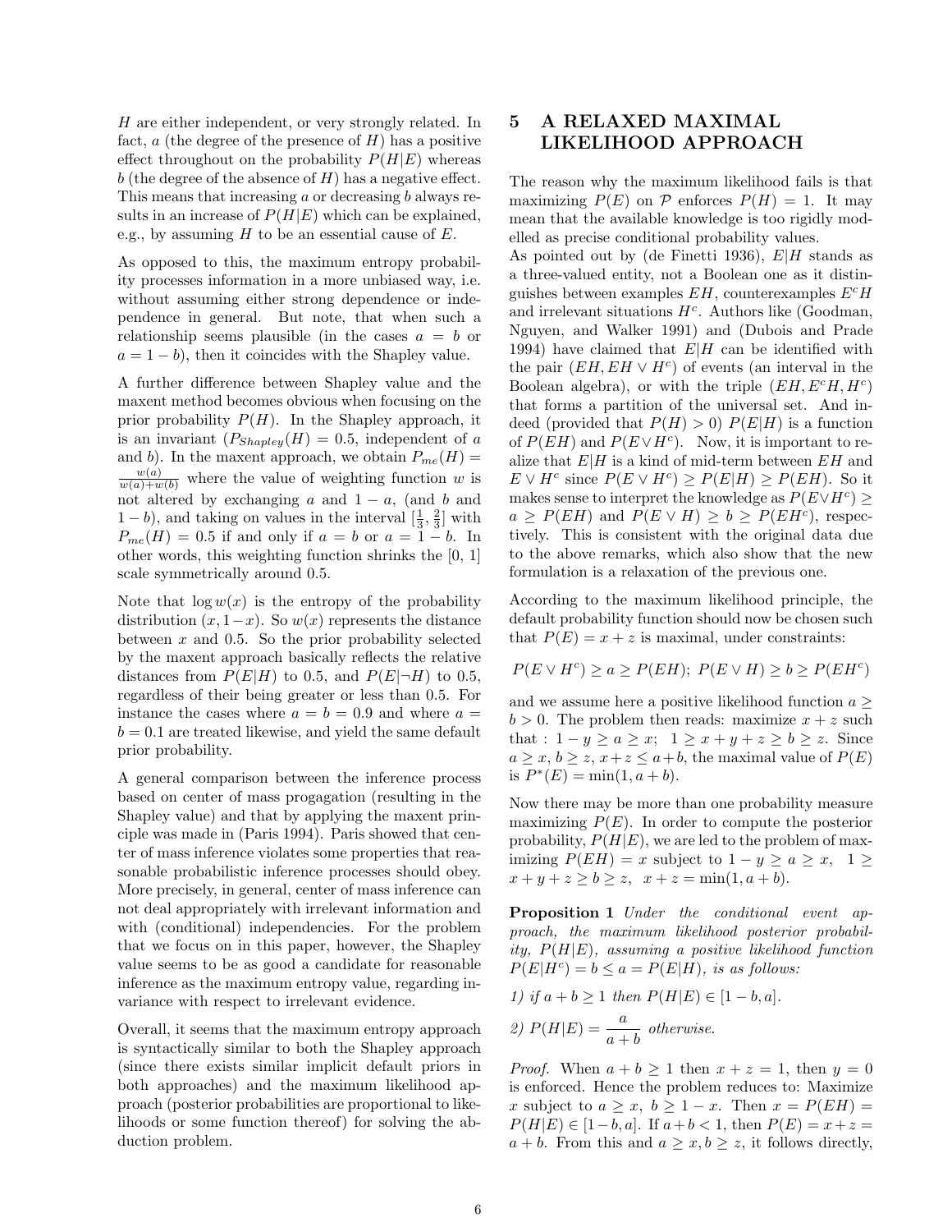$H$ are either independent, or very strongly related. In fact, $a$ (the degree of the presence of $H$) has a positive effect throughout on the probability $P(H|E)$ whereas $b$ (the degree of the absence of $H$) has a negative effect. This means that increasing $a$ or decreasing $b$ always results in an increase of $P(H|E)$ which can be explained, e.g., by assuming $H$ to be an essential cause of $E$.

As opposed to this, the maximum entropy probability processes information in a more unbiased way, i.e. without assuming either strong dependence or independence in general. But note, that when such a relationship seems plausible (in the cases $a = b$ or $a = 1 - b$), then it coincides with the Shapley value.

A further difference between Shapley value and the maxent method becomes obvious when focusing on the prior probability $P(H)$. In the Shapley approach, it is an invariant ($P_{Shapley}(H) = 0.5$, independent of $a$ and $b$). In the maxent approach, we obtain $P_{me}(H) = \frac{w(a)}{w(a)+w(b)}$ where the value of weighting function $w$ is not altered by exchanging $a$ and $1 - a$, (and $b$ and $1 - b$), and taking on values in the interval $[\frac{1}{3}, \frac{2}{3}]$ with $P_{me}(H) = 0.5$ if and only if $a = b$ or $a = 1 - b$. In other words, this weighting function shrinks the [0, 1] scale symmetrically around 0.5.

Note that $\log w(x)$ is the entropy of the probability distribution $(x, 1-x)$. So $w(x)$ represents the distance between $x$ and 0.5. So the prior probability selected by the maxent approach basically reflects the relative distances from $P(E|H)$ to 0.5, and $P(E|\neg H)$ to 0.5, regardless of their being greater or less than 0.5. For instance the cases where $a = b = 0.9$ and where $a = b = 0.1$ are treated likewise, and yield the same default prior probability.

A general comparison between the inference process based on center of mass progagation (resulting in the Shapley value) and that by applying the maxent principle was made in (Paris 1994). Paris showed that center of mass inference violates some properties that reasonable probabilistic inference processes should obey. More precisely, in general, center of mass inference can not deal appropriately with irrelevant information and with (conditional) independencies. For the problem that we focus on in this paper, however, the Shapley value seems to be as good a candidate for reasonable inference as the maximum entropy value, regarding invariance with respect to irrelevant evidence.

Overall, it seems that the maximum entropy approach is syntactically similar to both the Shapley approach (since there exists similar implicit default priors in both approaches) and the maximum likelihood approach (posterior probabilities are proportional to likelihoods or some function thereof) for solving the abduction problem.

## 5 A RELAXED MAXIMAL LIKELIHOOD APPROACH

The reason why the maximum likelihood fails is that maximizing $P(E)$ on $\mathcal{P}$ enforces $P(H) = 1$. It may mean that the available knowledge is too rigidly modelled as precise conditional probability values.

As pointed out by (de Finetti 1936), $E|H$ stands as a three-valued entity, not a Boolean one as it distinguishes between examples $EH$, counterexamples $E^cH$ and irrelevant situations $H^c$. Authors like (Goodman, Nguyen, and Walker 1991) and (Dubois and Prade 1994) have claimed that $E|H$ can be identified with the pair $(EH, EH \vee H^c)$ of events (an interval in the Boolean algebra), or with the triple $(EH, E^cH, H^c)$ that forms a partition of the universal set. And indeed (provided that $P(H) > 0$) $P(E|H)$ is a function of $P(EH)$ and $P(E \vee H^c)$. Now, it is important to realize that $E|H$ is a kind of mid-term between $EH$ and $E \vee H^c$ since $P(E \vee H^c) \geq P(E|H) \geq P(EH)$. So it makes sense to interpret the knowledge as $P(E \vee H^c) \geq a \geq P(EH)$ and $P(E \vee H) \geq b \geq P(EH^c)$, respectively. This is consistent with the original data due to the above remarks, which also show that the new formulation is a relaxation of the previous one.

According to the maximum likelihood principle, the default probability function should now be chosen such that $P(E) = x + z$ is maximal, under constraints:

$$P(E \vee H^c) \geq a \geq P(EH);\ P(E \vee H) \geq b \geq P(EH^c)$$

and we assume here a positive likelihood function $a \geq b > 0$. The problem then reads: maximize $x + z$ such that : $1 - y \geq a \geq x;\ \ 1 \geq x + y + z \geq b \geq z$. Since $a \geq x$, $b \geq z$, $x + z \leq a + b$, the maximal value of $P(E)$ is $P^*(E) = \min(1, a + b)$.

Now there may be more than one probability measure maximizing $P(E)$. In order to compute the posterior probability, $P(H|E)$, we are led to the problem of maximizing $P(EH) = x$ subject to $1 - y \geq a \geq x,\ \ 1 \geq x + y + z \geq b \geq z,\ \ x + z = \min(1, a + b)$.

**Proposition 1** *Under the conditional event approach, the maximum likelihood posterior probability, $P(H|E)$, assuming a positive likelihood function $P(E|H^c) = b \leq a = P(E|H)$, is as follows:*

*1) if $a + b \geq 1$ then $P(H|E) \in [1 - b, a]$.*

*2) $P(H|E) = \dfrac{a}{a+b}$ otherwise.*

*Proof.* When $a + b \geq 1$ then $x + z = 1$, then $y = 0$ is enforced. Hence the problem reduces to: Maximize $x$ subject to $a \geq x,\ b \geq 1 - x$. Then $x = P(EH) = P(H|E) \in [1 - b, a]$. If $a + b < 1$, then $P(E) = x + z = a + b$. From this and $a \geq x, b \geq z$, it follows directly,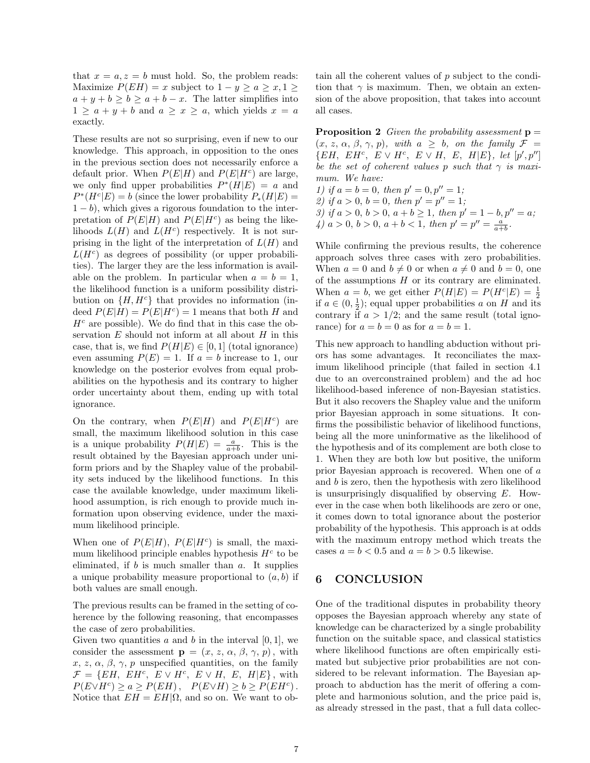that $x = a, z = b$ must hold. So, the problem reads: Maximize $P(EH) = x$ subject to $1 - y \geq a \geq x, 1 \geq a + y + b \geq b \geq a + b - x$. The latter simplifies into $1 \geq a + y + b$ and $a \geq x \geq a$, which yields $x = a$ exactly.

These results are not so surprising, even if new to our knowledge. This approach, in opposition to the ones in the previous section does not necessarily enforce a default prior. When $P(E|H)$ and $P(E|H^c)$ are large, we only find upper probabilities $P^*(H|E) = a$ and $P^*(H^c|E) = b$ (since the lower probability $P_*(H|E) = 1 - b$), which gives a rigorous foundation to the interpretation of $P(E|H)$ and $P(E|H^c)$ as being the likelihoods $L(H)$ and $L(H^c)$ respectively. It is not surprising in the light of the interpretation of $L(H)$ and $L(H^c)$ as degrees of possibility (or upper probabilities). The larger they are the less information is available on the problem. In particular when $a = b = 1$, the likelihood function is a uniform possibility distribution on $\{H, H^c\}$ that provides no information (indeed $P(E|H) = P(E|H^c) = 1$ means that both $H$ and $H^c$ are possible). We do find that in this case the observation $E$ should not inform at all about $H$ in this case, that is, we find $P(H|E) \in [0, 1]$ (total ignorance) even assuming $P(E) = 1$. If $a = b$ increase to 1, our knowledge on the posterior evolves from equal probabilities on the hypothesis and its contrary to higher order uncertainty about them, ending up with total ignorance.

On the contrary, when $P(E|H)$ and $P(E|H^c)$ are small, the maximum likelihood solution in this case is a unique probability $P(H|E) = \frac{a}{a+b}$. This is the result obtained by the Bayesian approach under uniform priors and by the Shapley value of the probability sets induced by the likelihood functions. In this case the available knowledge, under maximum likelihood assumption, is rich enough to provide much information upon observing evidence, under the maximum likelihood principle.

When one of $P(E|H)$, $P(E|H^c)$ is small, the maximum likelihood principle enables hypothesis $H^c$ to be eliminated, if $b$ is much smaller than $a$. It supplies a unique probability measure proportional to $(a, b)$ if both values are small enough.

The previous results can be framed in the setting of coherence by the following reasoning, that encompasses the case of zero probabilities.
Given two quantities $a$ and $b$ in the interval $[0, 1]$, we consider the assessment $\mathbf{p} = (x, z, \alpha, \beta, \gamma, p)$, with $x, z, \alpha, \beta, \gamma, p$ unspecified quantities, on the family $\mathcal{F} = \{EH, EH^c, E \vee H^c, E \vee H, E, H|E\}$, with $P(E \vee H^c) \geq a \geq P(EH)$, $P(E \vee H) \geq b \geq P(EH^c)$. Notice that $EH = EH|\Omega$, and so on. We want to obtain all the coherent values of $p$ subject to the condition that $\gamma$ is maximum. Then, we obtain an extension of the above proposition, that takes into account all cases.

**Proposition 2** *Given the probability assessment* $\mathbf{p} = (x, z, \alpha, \beta, \gamma, p)$*, with* $a \geq b$*, on the family* $\mathcal{F} = \{EH, EH^c, E \vee H^c, E \vee H, E, H|E\}$*, let* $[p', p'']$ *be the set of coherent values* $p$ *such that* $\gamma$ *is maximum. We have:*
*1) if* $a = b = 0$*, then* $p' = 0, p'' = 1$*;*
*2) if* $a > 0$*,* $b = 0$*, then* $p' = p'' = 1$*;*
*3) if* $a > 0$*,* $b > 0$*,* $a + b \geq 1$*, then* $p' = 1 - b, p'' = a$*;*
*4)* $a > 0$*,* $b > 0$*,* $a + b < 1$*, then* $p' = p'' = \frac{a}{a+b}$*.*

While confirming the previous results, the coherence approach solves three cases with zero probabilities. When $a = 0$ and $b \neq 0$ or when $a \neq 0$ and $b = 0$, one of the assumptions $H$ or its contrary are eliminated. When $a = b$, we get either $P(H|E) = P(H^c|E) = \frac{1}{2}$ if $a \in (0, \frac{1}{2})$; equal upper probabilities $a$ on $H$ and its contrary if $a > 1/2$; and the same result (total ignorance) for $a = b = 0$ as for $a = b = 1$.

This new approach to handling abduction without priors has some advantages. It reconciliates the maximum likelihood principle (that failed in section 4.1 due to an overconstrained problem) and the ad hoc likelihood-based inference of non-Bayesian statistics. But it also recovers the Shapley value and the uniform prior Bayesian approach in some situations. It confirms the possibilistic behavior of likelihood functions, being all the more uninformative as the likelihood of the hypothesis and of its complement are both close to 1. When they are both low but positive, the uniform prior Bayesian approach is recovered. When one of $a$ and $b$ is zero, then the hypothesis with zero likelihood is unsurprisingly disqualified by observing $E$. However in the case when both likelihoods are zero or one, it comes down to total ignorance about the posterior probability of the hypothesis. This approach is at odds with the maximum entropy method which treats the cases $a = b < 0.5$ and $a = b > 0.5$ likewise.

## 6 CONCLUSION

One of the traditional disputes in probability theory opposes the Bayesian approach whereby any state of knowledge can be characterized by a single probability function on the suitable space, and classical statistics where likelihood functions are often empirically estimated but subjective prior probabilities are not considered to be relevant information. The Bayesian approach to abduction has the merit of offering a complete and harmonious solution, and the price paid is, as already stressed in the past, that a full data collec-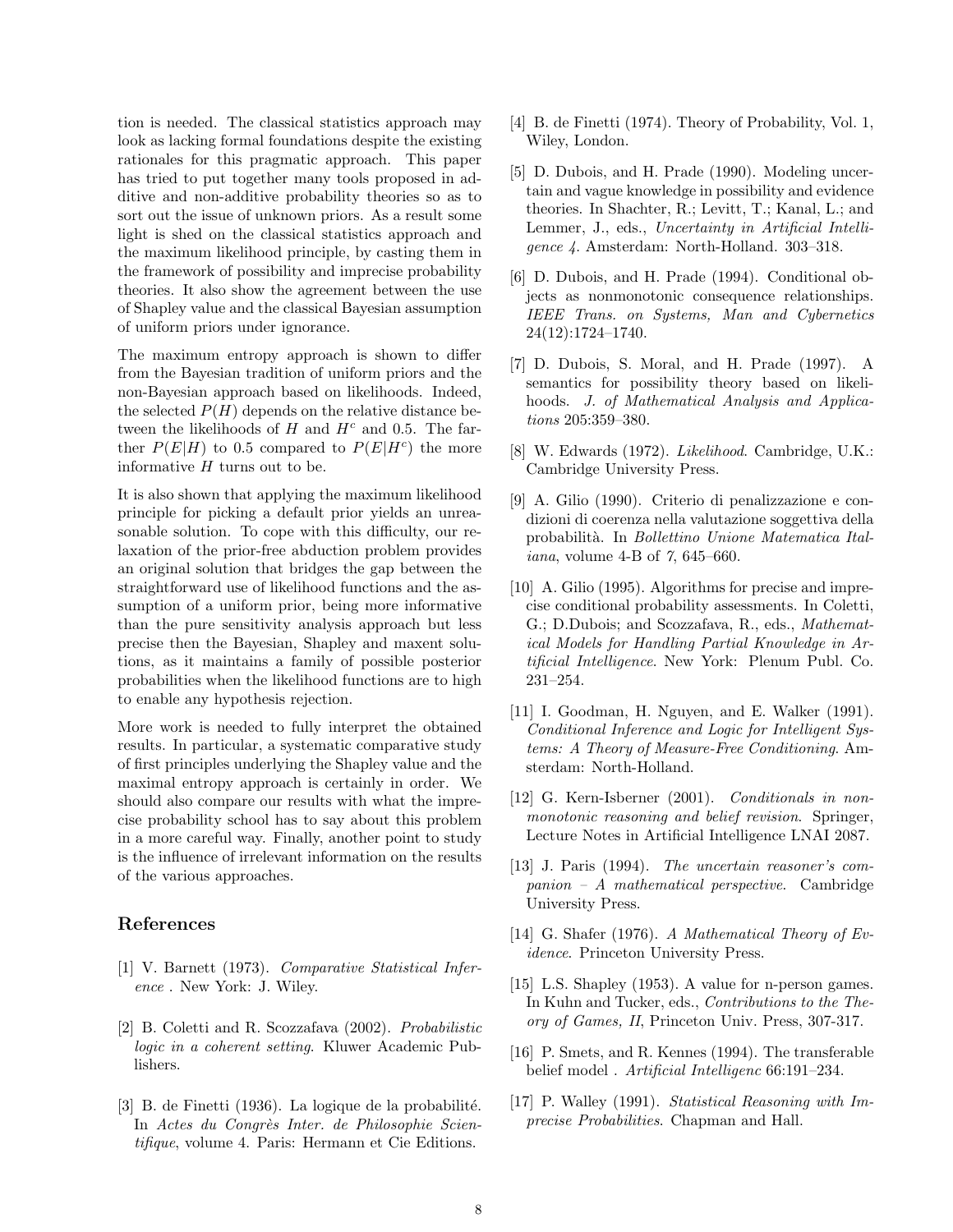tion is needed. The classical statistics approach may look as lacking formal foundations despite the existing rationales for this pragmatic approach. This paper has tried to put together many tools proposed in additive and non-additive probability theories so as to sort out the issue of unknown priors. As a result some light is shed on the classical statistics approach and the maximum likelihood principle, by casting them in the framework of possibility and imprecise probability theories. It also show the agreement between the use of Shapley value and the classical Bayesian assumption of uniform priors under ignorance.

The maximum entropy approach is shown to differ from the Bayesian tradition of uniform priors and the non-Bayesian approach based on likelihoods. Indeed, the selected $P(H)$ depends on the relative distance between the likelihoods of $H$ and $H^c$ and 0.5. The farther $P(E|H)$ to 0.5 compared to $P(E|H^c)$ the more informative $H$ turns out to be.

It is also shown that applying the maximum likelihood principle for picking a default prior yields an unreasonable solution. To cope with this difficulty, our relaxation of the prior-free abduction problem provides an original solution that bridges the gap between the straightforward use of likelihood functions and the assumption of a uniform prior, being more informative than the pure sensitivity analysis approach but less precise then the Bayesian, Shapley and maxent solutions, as it maintains a family of possible posterior probabilities when the likelihood functions are to high to enable any hypothesis rejection.

More work is needed to fully interpret the obtained results. In particular, a systematic comparative study of first principles underlying the Shapley value and the maximal entropy approach is certainly in order. We should also compare our results with what the imprecise probability school has to say about this problem in a more careful way. Finally, another point to study is the influence of irrelevant information on the results of the various approaches.

## References

[1] V. Barnett (1973). *Comparative Statistical Inference* . New York: J. Wiley.

[2] B. Coletti and R. Scozzafava (2002). *Probabilistic logic in a coherent setting*. Kluwer Academic Publishers.

[3] B. de Finetti (1936). La logique de la probabilité. In *Actes du Congrès Inter. de Philosophie Scientifique*, volume 4. Paris: Hermann et Cie Editions.

[4] B. de Finetti (1974). Theory of Probability, Vol. 1, Wiley, London.

[5] D. Dubois, and H. Prade (1990). Modeling uncertain and vague knowledge in possibility and evidence theories. In Shachter, R.; Levitt, T.; Kanal, L.; and Lemmer, J., eds., *Uncertainty in Artificial Intelligence 4*. Amsterdam: North-Holland. 303–318.

[6] D. Dubois, and H. Prade (1994). Conditional objects as nonmonotonic consequence relationships. *IEEE Trans. on Systems, Man and Cybernetics* 24(12):1724–1740.

[7] D. Dubois, S. Moral, and H. Prade (1997). A semantics for possibility theory based on likelihoods. *J. of Mathematical Analysis and Applications* 205:359–380.

[8] W. Edwards (1972). *Likelihood*. Cambridge, U.K.: Cambridge University Press.

[9] A. Gilio (1990). Criterio di penalizzazione e condizioni di coerenza nella valutazione soggettiva della probabilità. In *Bollettino Unione Matematica Italiana*, volume 4-B of 7, 645–660.

[10] A. Gilio (1995). Algorithms for precise and imprecise conditional probability assessments. In Coletti, G.; D.Dubois; and Scozzafava, R., eds., *Mathematical Models for Handling Partial Knowledge in Artificial Intelligence*. New York: Plenum Publ. Co. 231–254.

[11] I. Goodman, H. Nguyen, and E. Walker (1991). *Conditional Inference and Logic for Intelligent Systems: A Theory of Measure-Free Conditioning*. Amsterdam: North-Holland.

[12] G. Kern-Isberner (2001). *Conditionals in nonmonotonic reasoning and belief revision*. Springer, Lecture Notes in Artificial Intelligence LNAI 2087.

[13] J. Paris (1994). *The uncertain reasoner's companion – A mathematical perspective*. Cambridge University Press.

[14] G. Shafer (1976). *A Mathematical Theory of Evidence*. Princeton University Press.

[15] L.S. Shapley (1953). A value for n-person games. In Kuhn and Tucker, eds., *Contributions to the Theory of Games, II*, Princeton Univ. Press, 307-317.

[16] P. Smets, and R. Kennes (1994). The transferable belief model . *Artificial Intelligenc* 66:191–234.

[17] P. Walley (1991). *Statistical Reasoning with Imprecise Probabilities*. Chapman and Hall.